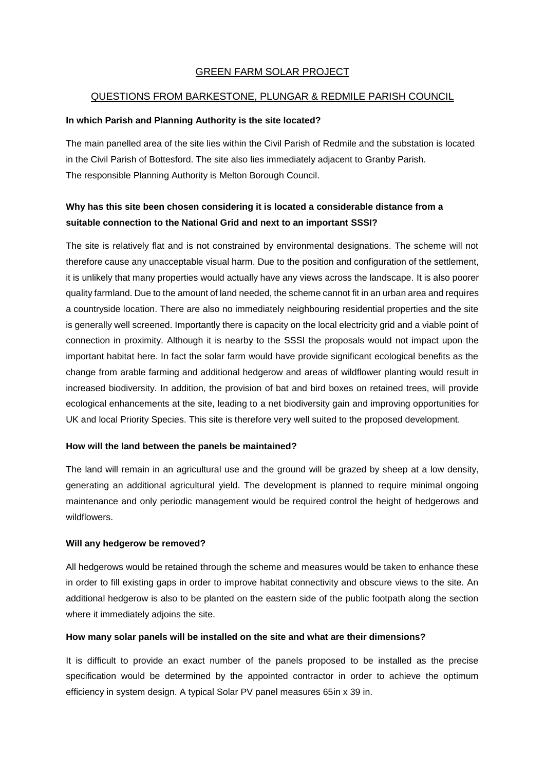# GREEN FARM SOLAR PROJECT

## QUESTIONS FROM BARKESTONE, PLUNGAR & REDMILE PARISH COUNCIL

**In which Parish and Planning Authority is the site located?**

The main panelled area of the site lies within the Civil Parish of Redmile and the substation is located in the Civil Parish of Bottesford. The site also lies immediately adjacent to Granby Parish. The responsible Planning Authority is Melton Borough Council.

**Why has this site been chosen considering it is located a considerable distance from a suitable connection to the National Grid and next to an important SSSI?**

The site is relatively flat and is not constrained by environmental designations. The scheme will not therefore cause any unacceptable visual harm. Due to the position and configuration of the settlement, it is unlikely that many properties would actually have any views across the landscape. It is also poorer quality farmland. Due to the amount of land needed, the scheme cannot fit in an urban area and requires a countryside location. There are also no immediately neighbouring residential properties and the site is generally well screened. Importantly there is capacity on the local electricity grid and a viable point of connection in proximity. Although it is nearby to the SSSI the proposals would not impact upon the important habitat here. In fact the solar farm would have provide significant ecological benefits as the change from arable farming and additional hedgerow and areas of wildflower planting would result in increased biodiversity. In addition, the provision of bat and bird boxes on retained trees, will provide ecological enhancements at the site, leading to a net biodiversity gain and improving opportunities for UK and local Priority Species. This site is therefore very well suited to the proposed development.

**How will the land between the panels be maintained?**

The land will remain in an agricultural use and the ground will be grazed by sheep at a low density, generating an additional agricultural yield. The development is planned to require minimal ongoing maintenance and only periodic management would be required control the height of hedgerows and wildflowers.

**Will any hedgerow be removed?**

All hedgerows would be retained through the scheme and measures would be taken to enhance these in order to fill existing gaps in order to improve habitat connectivity and obscure views to the site. An additional hedgerow is also to be planted on the eastern side of the public footpath along the section where it immediately adjoins the site.

**How many solar panels will be installed on the site and what are their dimensions?**

It is difficult to provide an exact number of the panels proposed to be installed as the precise specification would be determined by the appointed contractor in order to achieve the optimum efficiency in system design. A typical Solar PV panel measures 65in x 39 in.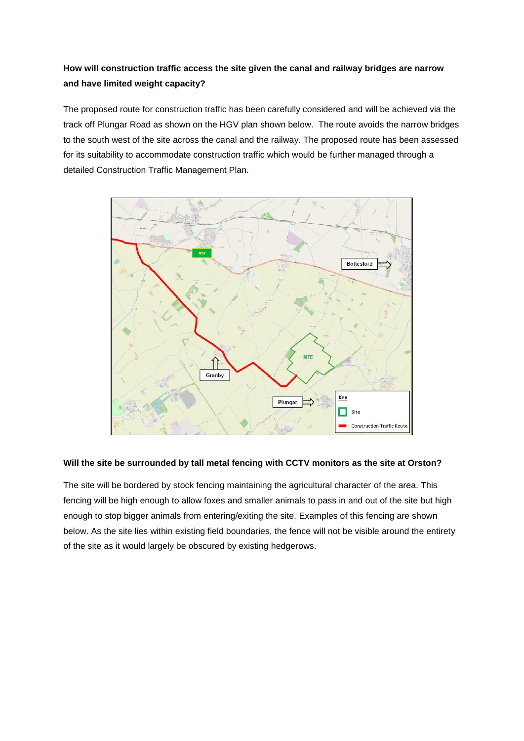**How will construction traffic access the site given the canal and railway bridges are narrow and have limited weight capacity?**

The proposed route for construction traffic has been carefully considered and will be achieved via the track off Plungar Road as shown on the HGV plan shown below. The route avoids the narrow bridges to the south west of the site across the canal and the railway. The proposed route has been assessed for its suitability to accommodate construction traffic which would be further managed through a detailed Construction Traffic Management Plan.

**Will the site be surrounded by tall metal fencing with CCTV monitors as the site at Orston?**

The site will be bordered by stock fencing maintaining the agricultural character of the area. This fencing will be high enough to allow foxes and smaller animals to pass in and out of the site but high enough to stop bigger animals from entering/exiting the site. Examples of this fencing are shown below. As the site lies within existing field boundaries, the fence will not be visible around the entirety of the site as it would largely be obscured by existing hedgerows.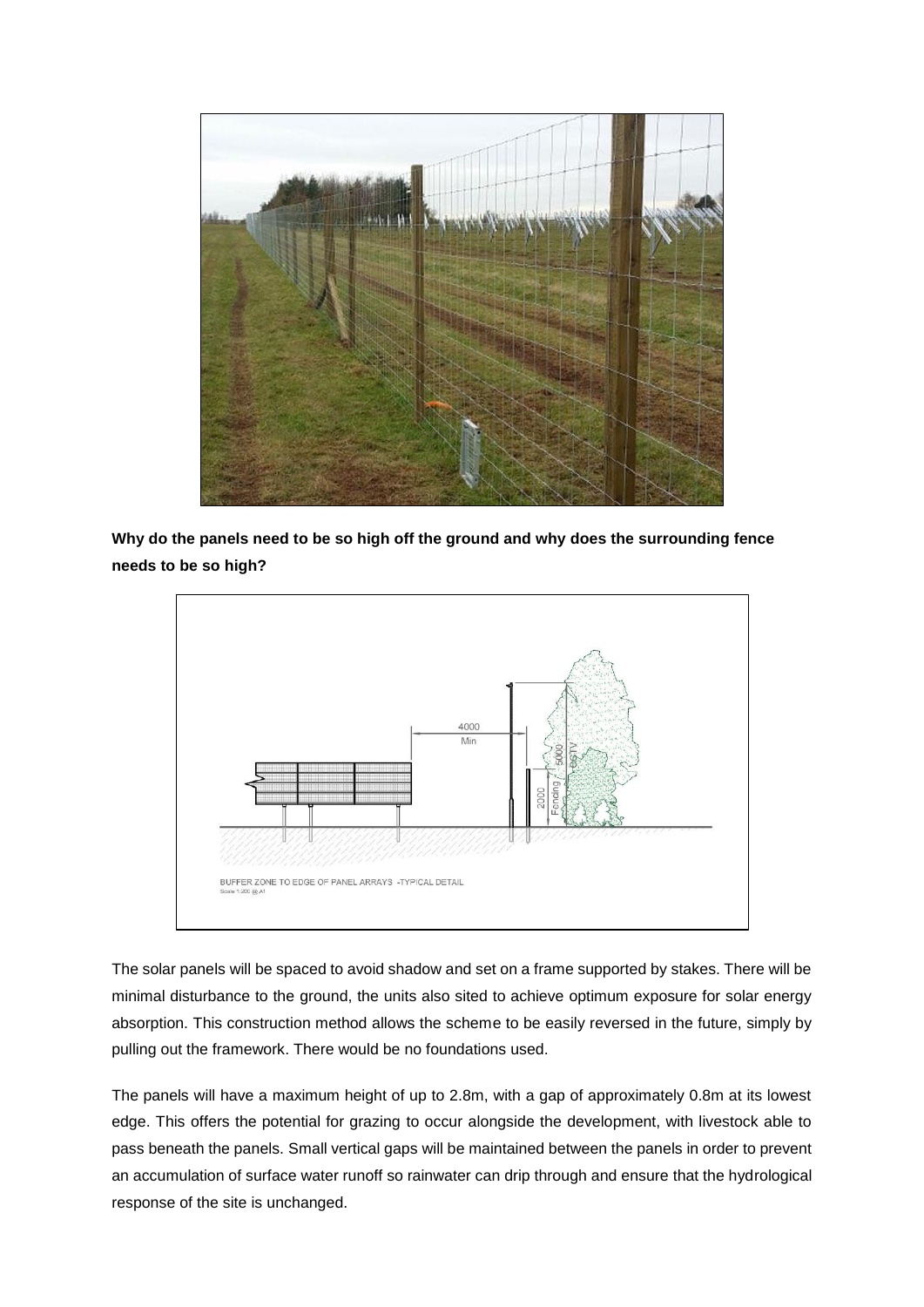**Why do the panels need to be so high off the ground and why does the surrounding fence needs to be so high?**

BUFFER ZONE TO EDGE OF PANEL ARRAYS -TYPICAL DETAIL

Scale 1:200 @ A1

The solar panels will be spaced to avoid shadow and set on a frame supported by stakes. There will be minimal disturbance to the ground, the units also sited to achieve optimum exposure for solar energy absorption. This construction method allows the scheme to be easily reversed in the future, simply by pulling out the framework. There would be no foundations used.

The panels will have a maximum height of up to 2.8m, with a gap of approximately 0.8m at its lowest edge. This offers the potential for grazing to occur alongside the development, with livestock able to pass beneath the panels. Small vertical gaps will be maintained between the panels in order to prevent an accumulation of surface water runoff so rainwater can drip through and ensure that the hydrological response of the site is unchanged.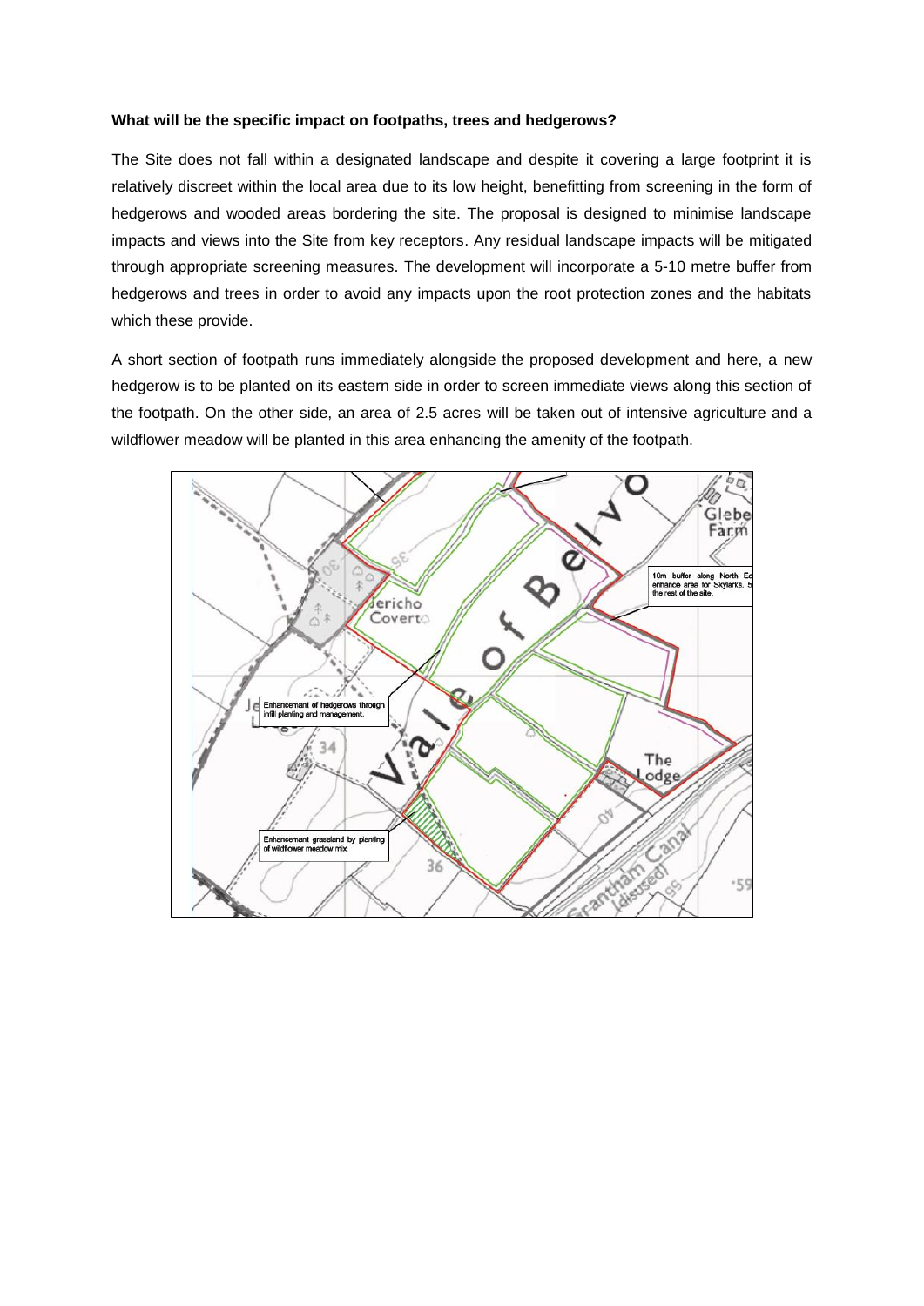**What will be the specific impact on footpaths, trees and hedgerows?**

The Site does not fall within a designated landscape and despite it covering a large footprint it is relatively discreet within the local area due to its low height, benefitting from screening in the form of hedgerows and wooded areas bordering the site. The proposal is designed to minimise landscape impacts and views into the Site from key receptors. Any residual landscape impacts will be mitigated through appropriate screening measures. The development will incorporate a 5-10 metre buffer from hedgerows and trees in order to avoid any impacts upon the root protection zones and the habitats which these provide.

A short section of footpath runs immediately alongside the proposed development and here, a new hedgerow is to be planted on its eastern side in order to screen immediate views along this section of the footpath. On the other side, an area of 2.5 acres will be taken out of intensive agriculture and a wildflower meadow will be planted in this area enhancing the amenity of the footpath.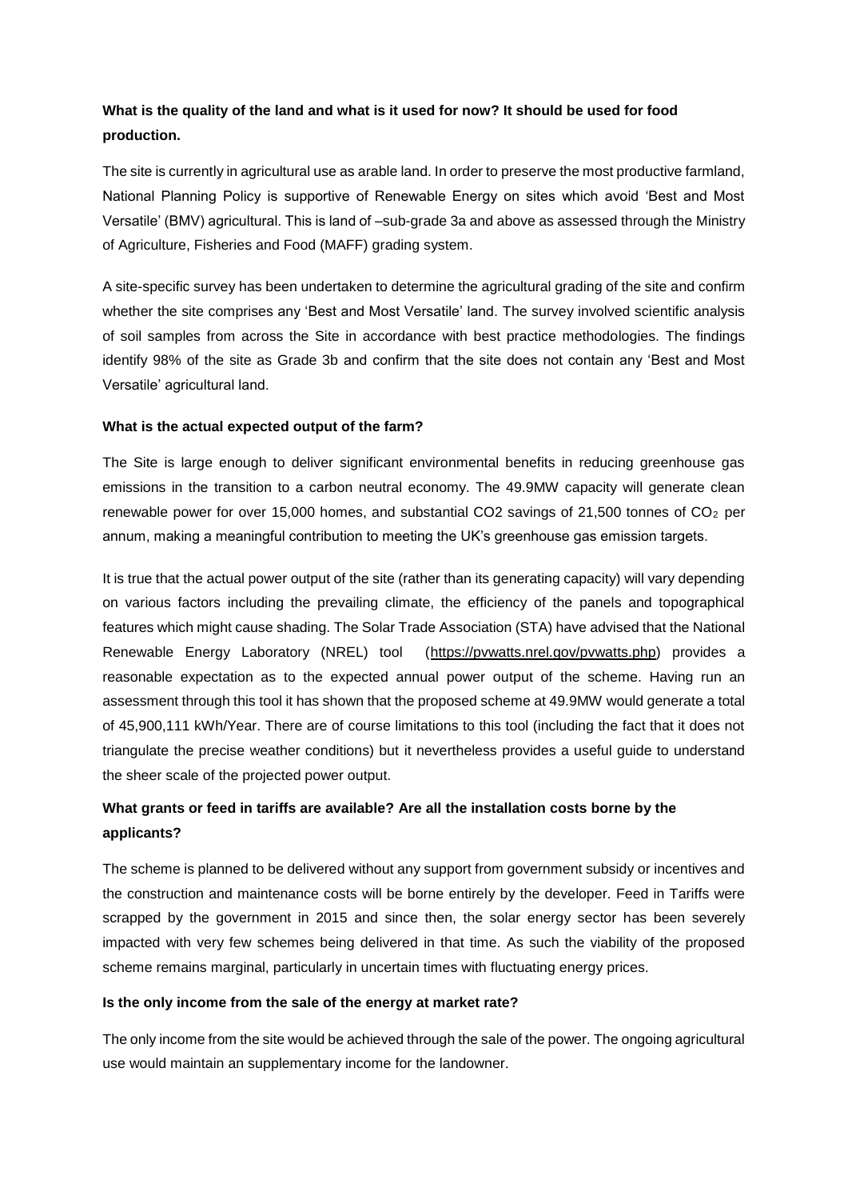**What is the quality of the land and what is it used for now? It should be used for food production.**

The site is currently in agricultural use as arable land. In order to preserve the most productive farmland, National Planning Policy is supportive of Renewable Energy on sites which avoid 'Best and Most Versatile' (BMV) agricultural. This is land of –sub-grade 3a and above as assessed through the Ministry of Agriculture, Fisheries and Food (MAFF) grading system.

A site-specific survey has been undertaken to determine the agricultural grading of the site and confirm whether the site comprises any 'Best and Most Versatile' land. The survey involved scientific analysis of soil samples from across the Site in accordance with best practice methodologies. The findings identify 98% of the site as Grade 3b and confirm that the site does not contain any 'Best and Most Versatile' agricultural land.

**What is the actual expected output of the farm?**

The Site is large enough to deliver significant environmental benefits in reducing greenhouse gas emissions in the transition to a carbon neutral economy. The 49.9MW capacity will generate clean renewable power for over 15,000 homes, and substantial CO2 savings of 21,500 tonnes of $CO_2$ per annum, making a meaningful contribution to meeting the UK's greenhouse gas emission targets.

It is true that the actual power output of the site (rather than its generating capacity) will vary depending on various factors including the prevailing climate, the efficiency of the panels and topographical features which might cause shading. The Solar Trade Association (STA) have advised that the National Renewable Energy Laboratory (NREL) tool (https://pvwatts.nrel.gov/pvwatts.php) provides a reasonable expectation as to the expected annual power output of the scheme. Having run an assessment through this tool it has shown that the proposed scheme at 49.9MW would generate a total of 45,900,111 kWh/Year. There are of course limitations to this tool (including the fact that it does not triangulate the precise weather conditions) but it nevertheless provides a useful guide to understand the sheer scale of the projected power output.

**What grants or feed in tariffs are available? Are all the installation costs borne by the applicants?**

The scheme is planned to be delivered without any support from government subsidy or incentives and the construction and maintenance costs will be borne entirely by the developer. Feed in Tariffs were scrapped by the government in 2015 and since then, the solar energy sector has been severely impacted with very few schemes being delivered in that time. As such the viability of the proposed scheme remains marginal, particularly in uncertain times with fluctuating energy prices.

**Is the only income from the sale of the energy at market rate?**

The only income from the site would be achieved through the sale of the power. The ongoing agricultural use would maintain an supplementary income for the landowner.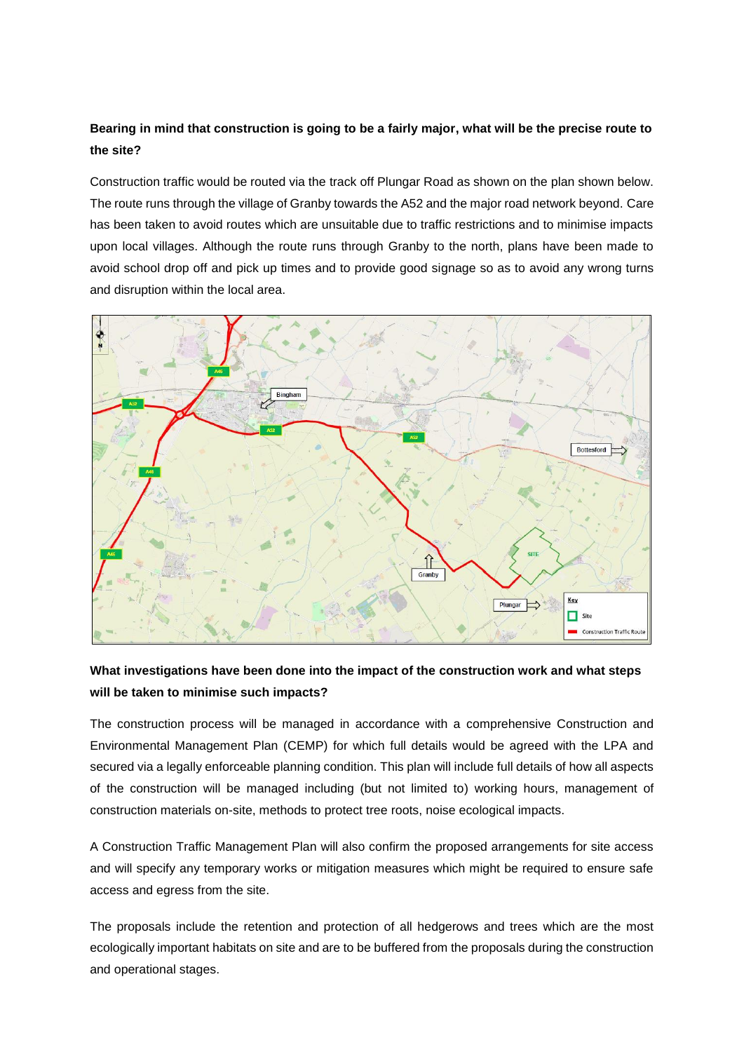**Bearing in mind that construction is going to be a fairly major, what will be the precise route to the site?**

Construction traffic would be routed via the track off Plungar Road as shown on the plan shown below. The route runs through the village of Granby towards the A52 and the major road network beyond. Care has been taken to avoid routes which are unsuitable due to traffic restrictions and to minimise impacts upon local villages. Although the route runs through Granby to the north, plans have been made to avoid school drop off and pick up times and to provide good signage so as to avoid any wrong turns and disruption within the local area.

A46
A52
Bingham
A52
A52
Bottesford
A46
A46
SITE
Granby
Plungar
Key
Site
Construction Traffic Route

**What investigations have been done into the impact of the construction work and what steps will be taken to minimise such impacts?**

The construction process will be managed in accordance with a comprehensive Construction and Environmental Management Plan (CEMP) for which full details would be agreed with the LPA and secured via a legally enforceable planning condition. This plan will include full details of how all aspects of the construction will be managed including (but not limited to) working hours, management of construction materials on-site, methods to protect tree roots, noise ecological impacts.

A Construction Traffic Management Plan will also confirm the proposed arrangements for site access and will specify any temporary works or mitigation measures which might be required to ensure safe access and egress from the site.

The proposals include the retention and protection of all hedgerows and trees which are the most ecologically important habitats on site and are to be buffered from the proposals during the construction and operational stages.